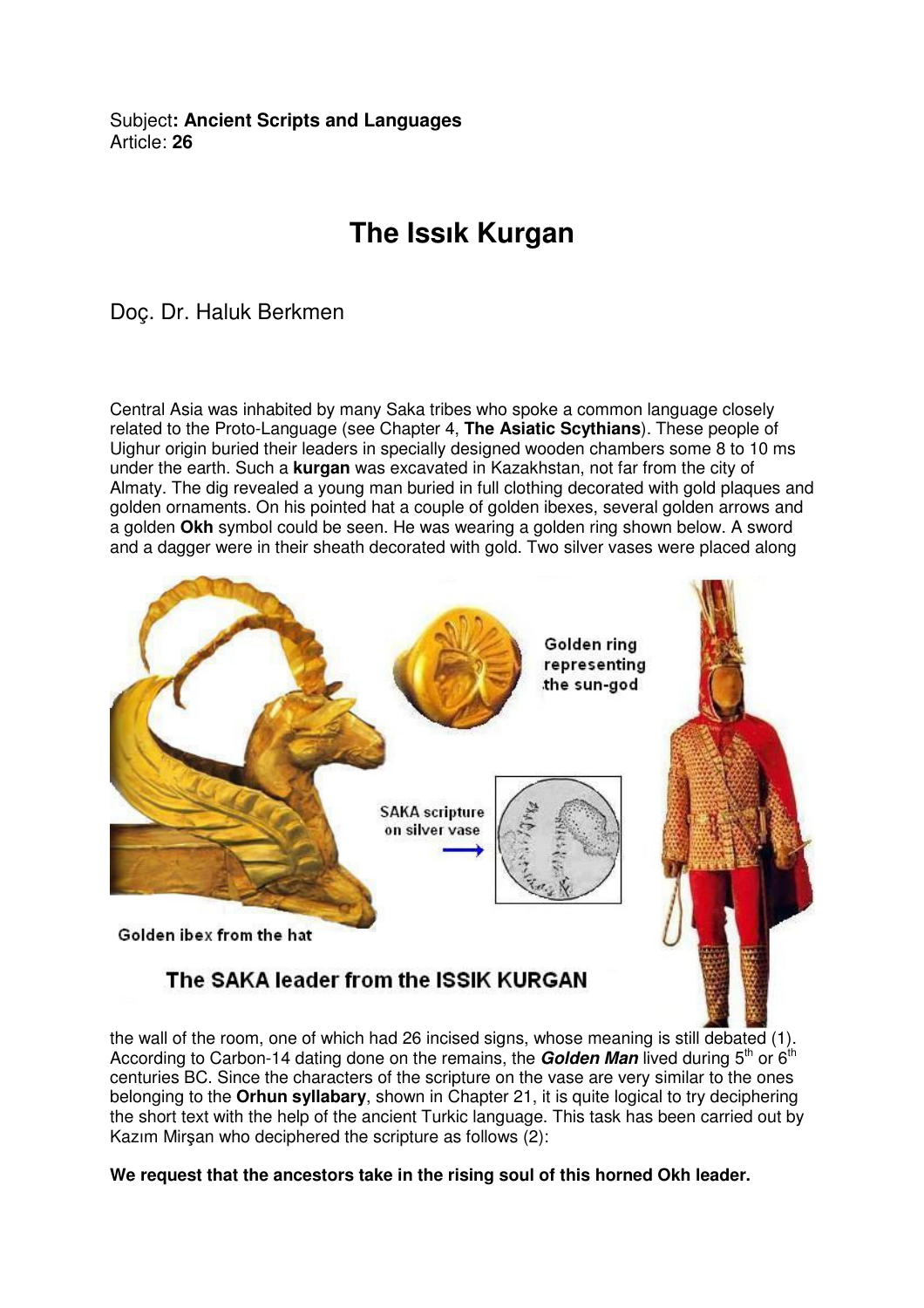Subject**: Ancient Scripts and Languages**
Article: **26**

# The Issık Kurgan

Doç. Dr. Haluk Berkmen

Central Asia was inhabited by many Saka tribes who spoke a common language closely related to the Proto-Language (see Chapter 4, **The Asiatic Scythians**). These people of Uighur origin buried their leaders in specially designed wooden chambers some 8 to 10 ms under the earth. Such a **kurgan** was excavated in Kazakhstan, not far from the city of Almaty. The dig revealed a young man buried in full clothing decorated with gold plaques and golden ornaments. On his pointed hat a couple of golden ibexes, several golden arrows and a golden **Okh** symbol could be seen. He was wearing a golden ring shown below. A sword and a dagger were in their sheath decorated with gold. Two silver vases were placed along the wall of the room, one of which had 26 incised signs, whose meaning is still debated (1). According to Carbon-14 dating done on the remains, the ***Golden Man*** lived during 5th or 6th centuries BC. Since the characters of the scripture on the vase are very similar to the ones belonging to the **Orhun syllabary**, shown in Chapter 21, it is quite logical to try deciphering the short text with the help of the ancient Turkic language. This task has been carried out by Kazım Mirşan who deciphered the scripture as follows (2):

**We request that the ancestors take in the rising soul of this horned Okh leader.**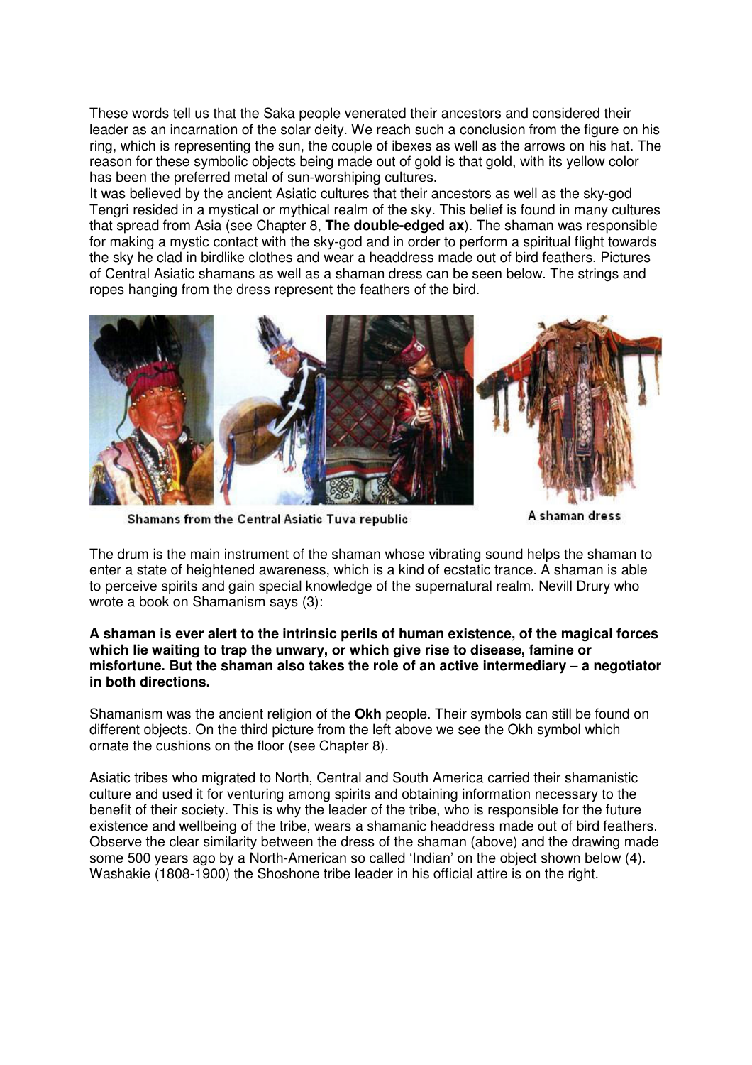These words tell us that the Saka people venerated their ancestors and considered their leader as an incarnation of the solar deity. We reach such a conclusion from the figure on his ring, which is representing the sun, the couple of ibexes as well as the arrows on his hat. The reason for these symbolic objects being made out of gold is that gold, with its yellow color has been the preferred metal of sun-worshiping cultures.

It was believed by the ancient Asiatic cultures that their ancestors as well as the sky-god Tengri resided in a mystical or mythical realm of the sky. This belief is found in many cultures that spread from Asia (see Chapter 8, **The double-edged ax**). The shaman was responsible for making a mystic contact with the sky-god and in order to perform a spiritual flight towards the sky he clad in birdlike clothes and wear a headdress made out of bird feathers. Pictures of Central Asiatic shamans as well as a shaman dress can be seen below. The strings and ropes hanging from the dress represent the feathers of the bird.

Shamans from the Central Asiatic Tuva republic

A shaman dress

The drum is the main instrument of the shaman whose vibrating sound helps the shaman to enter a state of heightened awareness, which is a kind of ecstatic trance. A shaman is able to perceive spirits and gain special knowledge of the supernatural realm. Nevill Drury who wrote a book on Shamanism says (3):

**A shaman is ever alert to the intrinsic perils of human existence, of the magical forces which lie waiting to trap the unwary, or which give rise to disease, famine or misfortune. But the shaman also takes the role of an active intermediary – a negotiator in both directions.**

Shamanism was the ancient religion of the **Okh** people. Their symbols can still be found on different objects. On the third picture from the left above we see the Okh symbol which ornate the cushions on the floor (see Chapter 8).

Asiatic tribes who migrated to North, Central and South America carried their shamanistic culture and used it for venturing among spirits and obtaining information necessary to the benefit of their society. This is why the leader of the tribe, who is responsible for the future existence and wellbeing of the tribe, wears a shamanic headdress made out of bird feathers. Observe the clear similarity between the dress of the shaman (above) and the drawing made some 500 years ago by a North-American so called 'Indian' on the object shown below (4). Washakie (1808-1900) the Shoshone tribe leader in his official attire is on the right.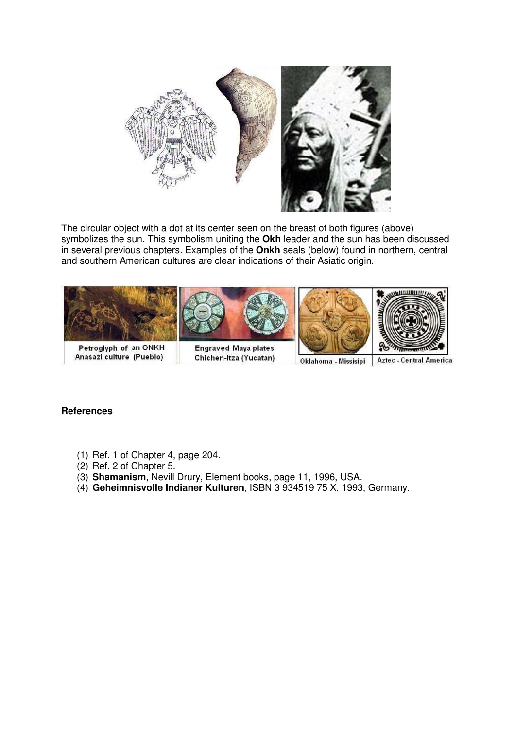The circular object with a dot at its center seen on the breast of both figures (above) symbolizes the sun. This symbolism uniting the **Okh** leader and the sun has been discussed in several previous chapters. Examples of the **Onkh** seals (below) found in northern, central and southern American cultures are clear indications of their Asiatic origin.

Petroglyph of an ONKH Anasazi culture (Pueblo)

Engraved Maya plates Chichen-Itza (Yucatan)

Oklahoma - Missisipi

Aztec - Central America

**References**

(1) Ref. 1 of Chapter 4, page 204.
(2) Ref. 2 of Chapter 5.
(3) **Shamanism**, Nevill Drury, Element books, page 11, 1996, USA.
(4) **Geheimnisvolle Indianer Kulturen**, ISBN 3 934519 75 X, 1993, Germany.